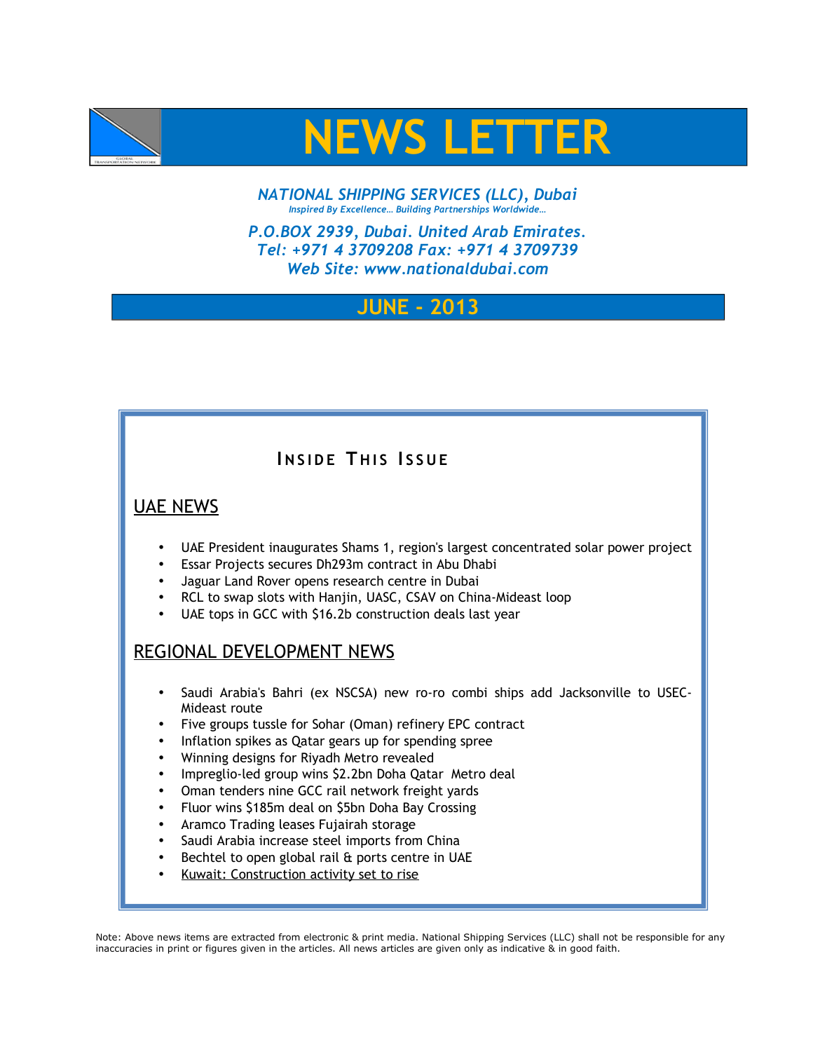# NEWS LETTER

***NATIONAL SHIPPING SERVICES (LLC), Dubai***
*Inspired By Excellence… Building Partnerships Worldwide…*

***P.O.BOX 2939, Dubai. United Arab Emirates.***
***Tel: +971 4 3709208 Fax: +971 4 3709739***
***Web Site: www.nationaldubai.com***

## JUNE - 2013

### INSIDE THIS ISSUE

## UAE NEWS

- UAE President inaugurates Shams 1, region's largest concentrated solar power project
- Essar Projects secures Dh293m contract in Abu Dhabi
- Jaguar Land Rover opens research centre in Dubai
- RCL to swap slots with Hanjin, UASC, CSAV on China-Mideast loop
- UAE tops in GCC with $16.2b construction deals last year

## REGIONAL DEVELOPMENT NEWS

- Saudi Arabia's Bahri (ex NSCSA) new ro-ro combi ships add Jacksonville to USEC-Mideast route
- Five groups tussle for Sohar (Oman) refinery EPC contract
- Inflation spikes as Qatar gears up for spending spree
- Winning designs for Riyadh Metro revealed
- Impreglio-led group wins $2.2bn Doha Qatar Metro deal
- Oman tenders nine GCC rail network freight yards
- Fluor wins $185m deal on $5bn Doha Bay Crossing
- Aramco Trading leases Fujairah storage
- Saudi Arabia increase steel imports from China
- Bechtel to open global rail & ports centre in UAE
- Kuwait: Construction activity set to rise

Note: Above news items are extracted from electronic & print media. National Shipping Services (LLC) shall not be responsible for any inaccuracies in print or figures given in the articles. All news articles are given only as indicative & in good faith.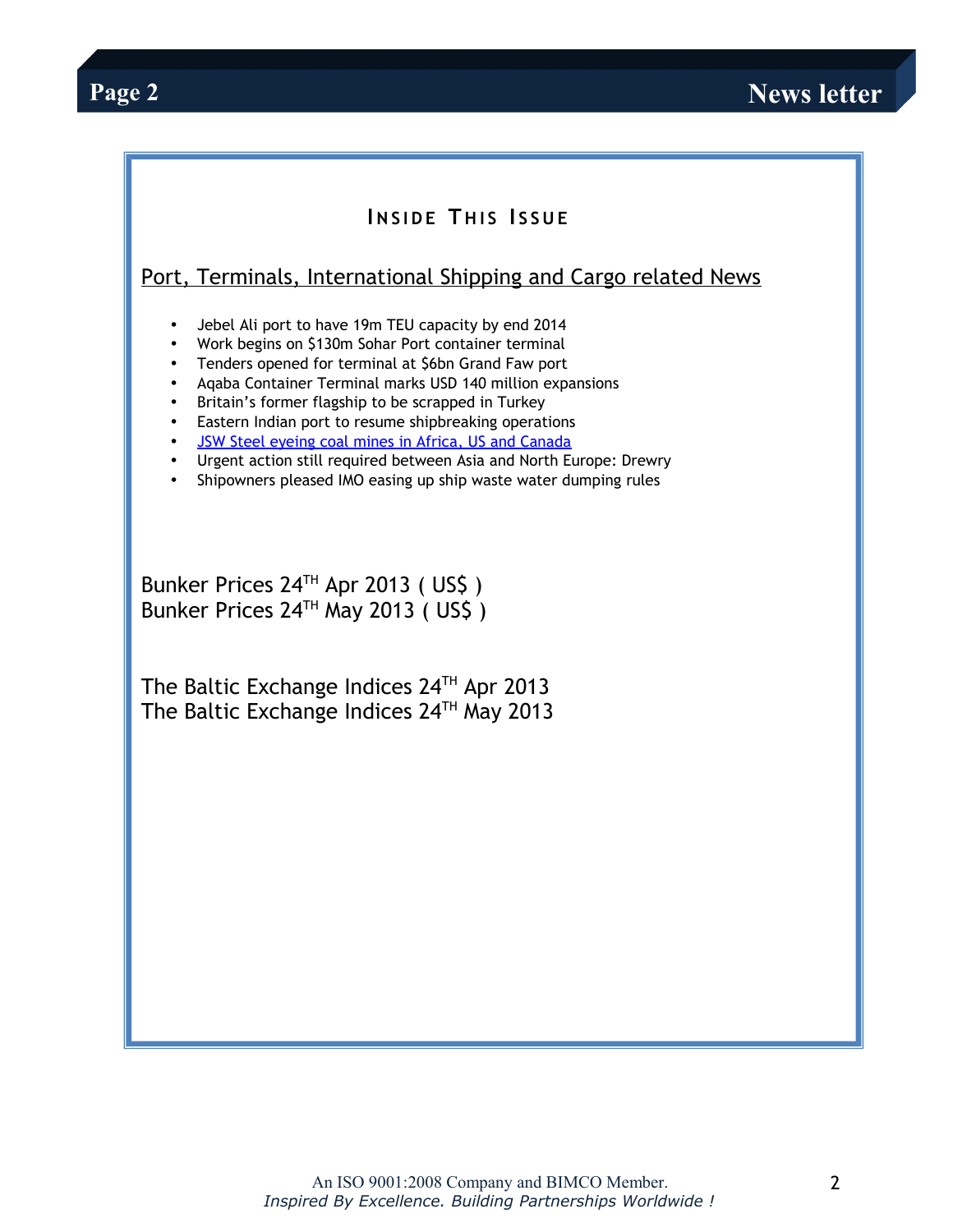## Inside This Issue

### Port, Terminals, International Shipping and Cargo related News

- Jebel Ali port to have 19m TEU capacity by end 2014
- Work begins on $130m Sohar Port container terminal
- Tenders opened for terminal at $6bn Grand Faw port
- Aqaba Container Terminal marks USD 140 million expansions
- Britain's former flagship to be scrapped in Turkey
- Eastern Indian port to resume shipbreaking operations
- JSW Steel eyeing coal mines in Africa, US and Canada
- Urgent action still required between Asia and North Europe: Drewry
- Shipowners pleased IMO easing up ship waste water dumping rules

Bunker Prices 24TH Apr 2013 ( US$ )
Bunker Prices 24TH May 2013 ( US$ )

The Baltic Exchange Indices 24TH Apr 2013
The Baltic Exchange Indices 24TH May 2013

An ISO 9001:2008 Company and BIMCO Member.
*Inspired By Excellence. Building Partnerships Worldwide !*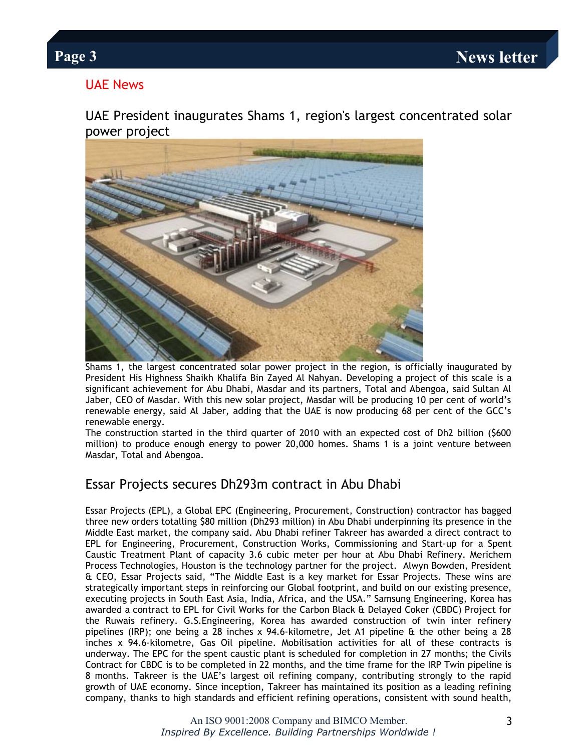## UAE News

### UAE President inaugurates Shams 1, region's largest concentrated solar power project

Shams 1, the largest concentrated solar power project in the region, is officially inaugurated by President His Highness Shaikh Khalifa Bin Zayed Al Nahyan. Developing a project of this scale is a significant achievement for Abu Dhabi, Masdar and its partners, Total and Abengoa, said Sultan Al Jaber, CEO of Masdar. With this new solar project, Masdar will be producing 10 per cent of world's renewable energy, said Al Jaber, adding that the UAE is now producing 68 per cent of the GCC's renewable energy.

The construction started in the third quarter of 2010 with an expected cost of Dh2 billion ($600 million) to produce enough energy to power 20,000 homes. Shams 1 is a joint venture between Masdar, Total and Abengoa.

### Essar Projects secures Dh293m contract in Abu Dhabi

Essar Projects (EPL), a Global EPC (Engineering, Procurement, Construction) contractor has bagged three new orders totalling $80 million (Dh293 million) in Abu Dhabi underpinning its presence in the Middle East market, the company said. Abu Dhabi refiner Takreer has awarded a direct contract to EPL for Engineering, Procurement, Construction Works, Commissioning and Start-up for a Spent Caustic Treatment Plant of capacity 3.6 cubic meter per hour at Abu Dhabi Refinery. Merichem Process Technologies, Houston is the technology partner for the project. Alwyn Bowden, President & CEO, Essar Projects said, "The Middle East is a key market for Essar Projects. These wins are strategically important steps in reinforcing our Global footprint, and build on our existing presence, executing projects in South East Asia, India, Africa, and the USA." Samsung Engineering, Korea has awarded a contract to EPL for Civil Works for the Carbon Black & Delayed Coker (CBDC) Project for the Ruwais refinery. G.S.Engineering, Korea has awarded construction of twin inter refinery pipelines (IRP); one being a 28 inches x 94.6-kilometre, Jet A1 pipeline & the other being a 28 inches x 94.6-kilometre, Gas Oil pipeline. Mobilisation activities for all of these contracts is underway. The EPC for the spent caustic plant is scheduled for completion in 27 months; the Civils Contract for CBDC is to be completed in 22 months, and the time frame for the IRP Twin pipeline is 8 months. Takreer is the UAE's largest oil refining company, contributing strongly to the rapid growth of UAE economy. Since inception, Takreer has maintained its position as a leading refining company, thanks to high standards and efficient refining operations, consistent with sound health,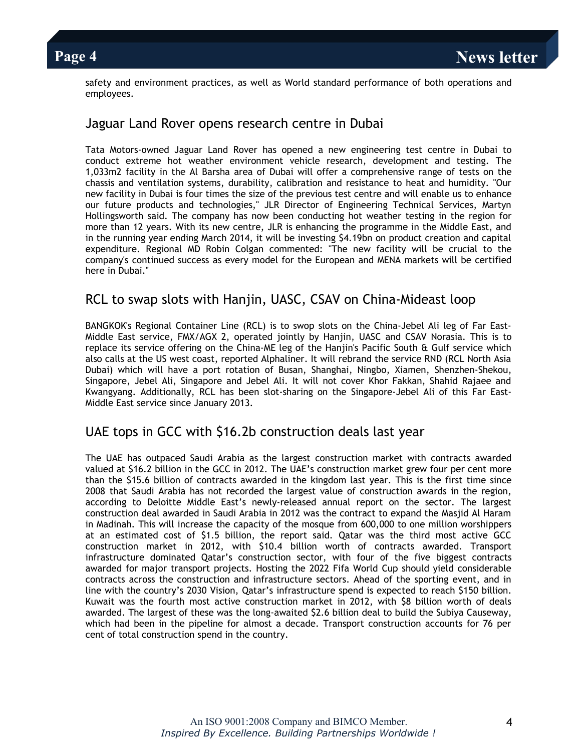safety and environment practices, as well as World standard performance of both operations and employees.

## Jaguar Land Rover opens research centre in Dubai

Tata Motors-owned Jaguar Land Rover has opened a new engineering test centre in Dubai to conduct extreme hot weather environment vehicle research, development and testing. The 1,033m2 facility in the Al Barsha area of Dubai will offer a comprehensive range of tests on the chassis and ventilation systems, durability, calibration and resistance to heat and humidity. "Our new facility in Dubai is four times the size of the previous test centre and will enable us to enhance our future products and technologies," JLR Director of Engineering Technical Services, Martyn Hollingsworth said. The company has now been conducting hot weather testing in the region for more than 12 years. With its new centre, JLR is enhancing the programme in the Middle East, and in the running year ending March 2014, it will be investing $4.19bn on product creation and capital expenditure. Regional MD Robin Colgan commented: "The new facility will be crucial to the company's continued success as every model for the European and MENA markets will be certified here in Dubai."

## RCL to swap slots with Hanjin, UASC, CSAV on China-Mideast loop

BANGKOK's Regional Container Line (RCL) is to swop slots on the China-Jebel Ali leg of Far East-Middle East service, FMX/AGX 2, operated jointly by Hanjin, UASC and CSAV Norasia. This is to replace its service offering on the China-ME leg of the Hanjin's Pacific South & Gulf service which also calls at the US west coast, reported Alphaliner. It will rebrand the service RND (RCL North Asia Dubai) which will have a port rotation of Busan, Shanghai, Ningbo, Xiamen, Shenzhen-Shekou, Singapore, Jebel Ali, Singapore and Jebel Ali. It will not cover Khor Fakkan, Shahid Rajaee and Kwangyang. Additionally, RCL has been slot-sharing on the Singapore-Jebel Ali of this Far East-Middle East service since January 2013.

## UAE tops in GCC with $16.2b construction deals last year

The UAE has outpaced Saudi Arabia as the largest construction market with contracts awarded valued at $16.2 billion in the GCC in 2012. The UAE's construction market grew four per cent more than the $15.6 billion of contracts awarded in the kingdom last year. This is the first time since 2008 that Saudi Arabia has not recorded the largest value of construction awards in the region, according to Deloitte Middle East's newly-released annual report on the sector. The largest construction deal awarded in Saudi Arabia in 2012 was the contract to expand the Masjid Al Haram in Madinah. This will increase the capacity of the mosque from 600,000 to one million worshippers at an estimated cost of $1.5 billion, the report said. Qatar was the third most active GCC construction market in 2012, with $10.4 billion worth of contracts awarded. Transport infrastructure dominated Qatar's construction sector, with four of the five biggest contracts awarded for major transport projects. Hosting the 2022 Fifa World Cup should yield considerable contracts across the construction and infrastructure sectors. Ahead of the sporting event, and in line with the country's 2030 Vision, Qatar's infrastructure spend is expected to reach $150 billion. Kuwait was the fourth most active construction market in 2012, with $8 billion worth of deals awarded. The largest of these was the long-awaited $2.6 billion deal to build the Subiya Causeway, which had been in the pipeline for almost a decade. Transport construction accounts for 76 per cent of total construction spend in the country.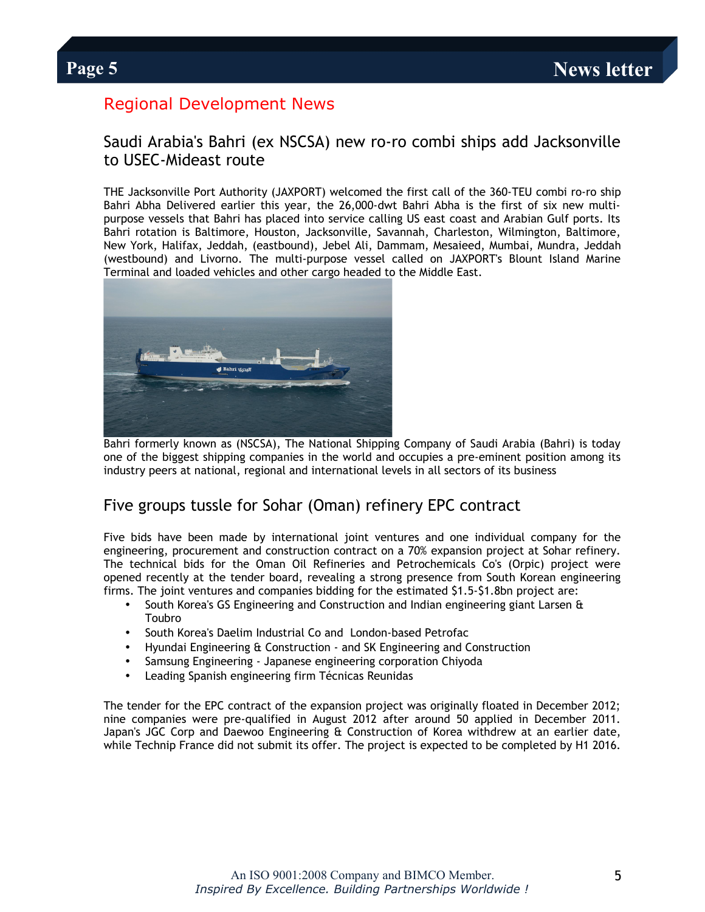## Regional Development News

### Saudi Arabia's Bahri (ex NSCSA) new ro-ro combi ships add Jacksonville to USEC-Mideast route

THE Jacksonville Port Authority (JAXPORT) welcomed the first call of the 360-TEU combi ro-ro ship Bahri Abha Delivered earlier this year, the 26,000-dwt Bahri Abha is the first of six new multi-purpose vessels that Bahri has placed into service calling US east coast and Arabian Gulf ports. Its Bahri rotation is Baltimore, Houston, Jacksonville, Savannah, Charleston, Wilmington, Baltimore, New York, Halifax, Jeddah, (eastbound), Jebel Ali, Dammam, Mesaieed, Mumbai, Mundra, Jeddah (westbound) and Livorno. The multi-purpose vessel called on JAXPORT's Blount Island Marine Terminal and loaded vehicles and other cargo headed to the Middle East.

Bahri formerly known as (NSCSA), The National Shipping Company of Saudi Arabia (Bahri) is today one of the biggest shipping companies in the world and occupies a pre-eminent position among its industry peers at national, regional and international levels in all sectors of its business

### Five groups tussle for Sohar (Oman) refinery EPC contract

Five bids have been made by international joint ventures and one individual company for the engineering, procurement and construction contract on a 70% expansion project at Sohar refinery. The technical bids for the Oman Oil Refineries and Petrochemicals Co's (Orpic) project were opened recently at the tender board, revealing a strong presence from South Korean engineering firms. The joint ventures and companies bidding for the estimated $1.5-$1.8bn project are:

- South Korea's GS Engineering and Construction and Indian engineering giant Larsen & Toubro
- South Korea's Daelim Industrial Co and London-based Petrofac
- Hyundai Engineering & Construction - and SK Engineering and Construction
- Samsung Engineering - Japanese engineering corporation Chiyoda
- Leading Spanish engineering firm Técnicas Reunidas

The tender for the EPC contract of the expansion project was originally floated in December 2012; nine companies were pre-qualified in August 2012 after around 50 applied in December 2011. Japan's JGC Corp and Daewoo Engineering & Construction of Korea withdrew at an earlier date, while Technip France did not submit its offer. The project is expected to be completed by H1 2016.

An ISO 9001:2008 Company and BIMCO Member.
*Inspired By Excellence. Building Partnerships Worldwide !*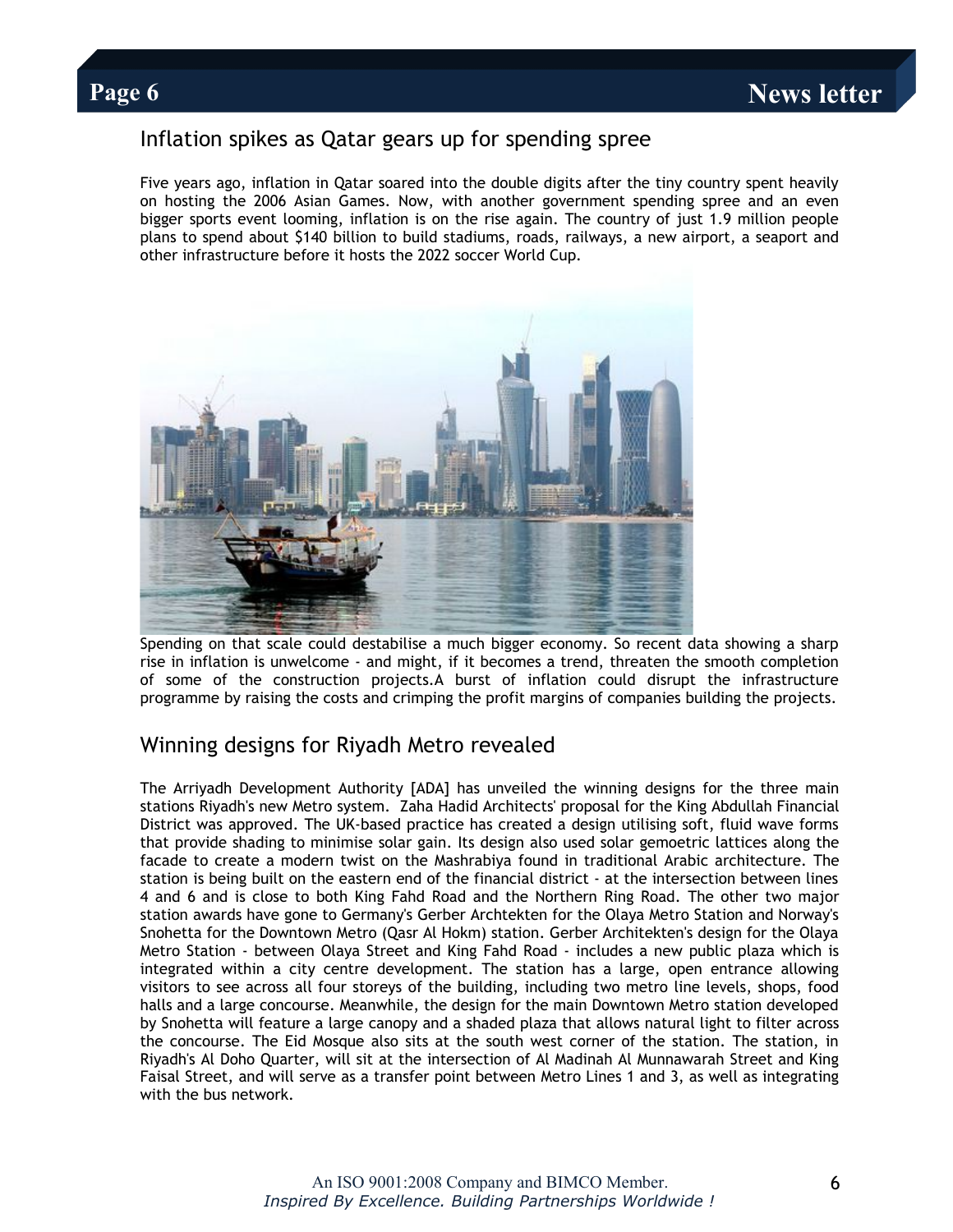## Inflation spikes as Qatar gears up for spending spree

Five years ago, inflation in Qatar soared into the double digits after the tiny country spent heavily on hosting the 2006 Asian Games. Now, with another government spending spree and an even bigger sports event looming, inflation is on the rise again. The country of just 1.9 million people plans to spend about $140 billion to build stadiums, roads, railways, a new airport, a seaport and other infrastructure before it hosts the 2022 soccer World Cup.

Spending on that scale could destabilise a much bigger economy. So recent data showing a sharp rise in inflation is unwelcome - and might, if it becomes a trend, threaten the smooth completion of some of the construction projects.A burst of inflation could disrupt the infrastructure programme by raising the costs and crimping the profit margins of companies building the projects.

## Winning designs for Riyadh Metro revealed

The Arriyadh Development Authority [ADA] has unveiled the winning designs for the three main stations Riyadh's new Metro system. Zaha Hadid Architects' proposal for the King Abdullah Financial District was approved. The UK-based practice has created a design utilising soft, fluid wave forms that provide shading to minimise solar gain. Its design also used solar gemoetric lattices along the facade to create a modern twist on the Mashrabiya found in traditional Arabic architecture. The station is being built on the eastern end of the financial district - at the intersection between lines 4 and 6 and is close to both King Fahd Road and the Northern Ring Road. The other two major station awards have gone to Germany's Gerber Archtekten for the Olaya Metro Station and Norway's Snohetta for the Downtown Metro (Qasr Al Hokm) station. Gerber Architekten's design for the Olaya Metro Station - between Olaya Street and King Fahd Road - includes a new public plaza which is integrated within a city centre development. The station has a large, open entrance allowing visitors to see across all four storeys of the building, including two metro line levels, shops, food halls and a large concourse. Meanwhile, the design for the main Downtown Metro station developed by Snohetta will feature a large canopy and a shaded plaza that allows natural light to filter across the concourse. The Eid Mosque also sits at the south west corner of the station. The station, in Riyadh's Al Doho Quarter, will sit at the intersection of Al Madinah Al Munnawarah Street and King Faisal Street, and will serve as a transfer point between Metro Lines 1 and 3, as well as integrating with the bus network.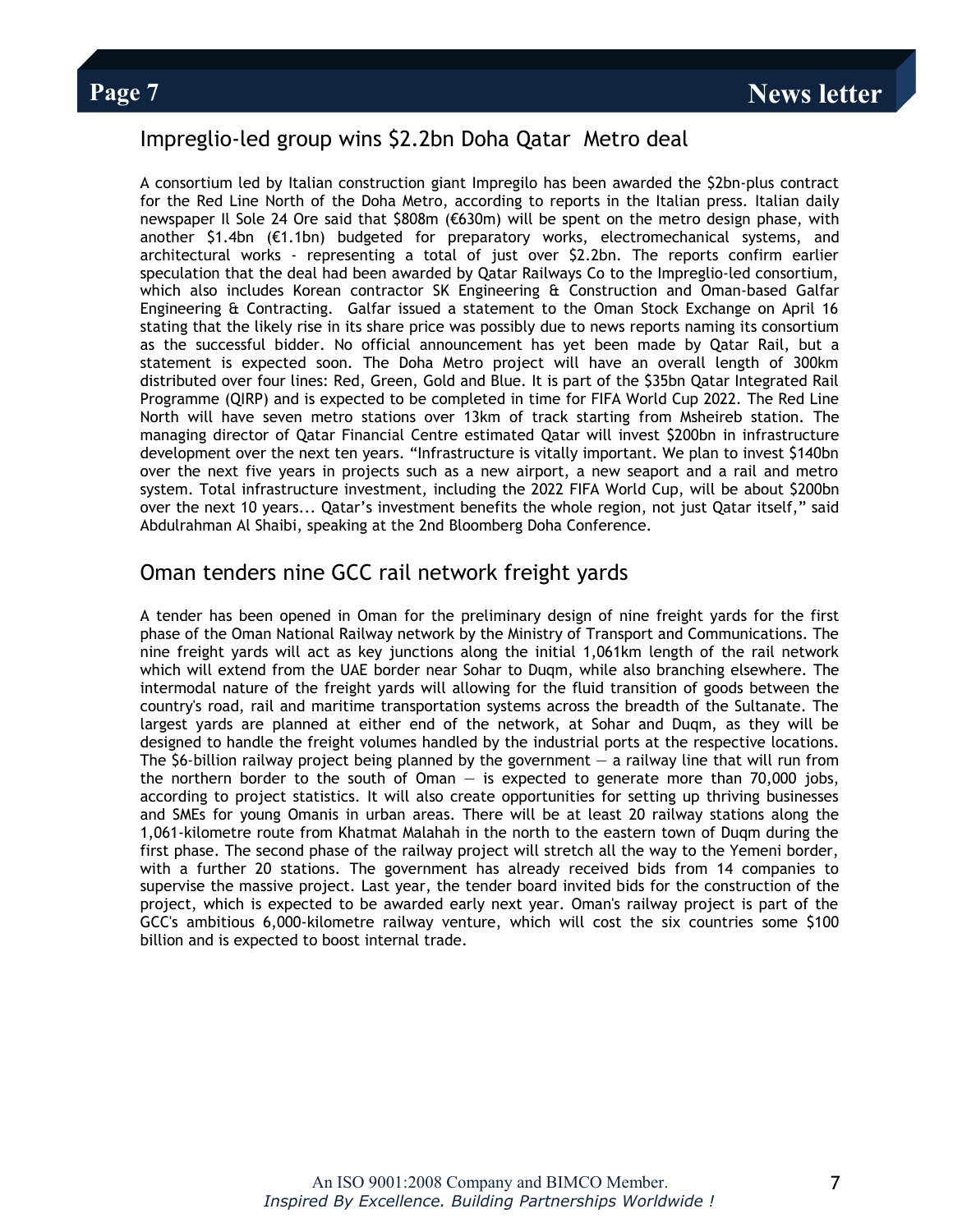## Impreglio-led group wins $2.2bn Doha Qatar Metro deal

A consortium led by Italian construction giant Impregilo has been awarded the $2bn-plus contract for the Red Line North of the Doha Metro, according to reports in the Italian press. Italian daily newspaper Il Sole 24 Ore said that $808m (€630m) will be spent on the metro design phase, with another $1.4bn (€1.1bn) budgeted for preparatory works, electromechanical systems, and architectural works - representing a total of just over $2.2bn. The reports confirm earlier speculation that the deal had been awarded by Qatar Railways Co to the Impreglio-led consortium, which also includes Korean contractor SK Engineering & Construction and Oman-based Galfar Engineering & Contracting. Galfar issued a statement to the Oman Stock Exchange on April 16 stating that the likely rise in its share price was possibly due to news reports naming its consortium as the successful bidder. No official announcement has yet been made by Qatar Rail, but a statement is expected soon. The Doha Metro project will have an overall length of 300km distributed over four lines: Red, Green, Gold and Blue. It is part of the $35bn Qatar Integrated Rail Programme (QIRP) and is expected to be completed in time for FIFA World Cup 2022. The Red Line North will have seven metro stations over 13km of track starting from Msheireb station. The managing director of Qatar Financial Centre estimated Qatar will invest $200bn in infrastructure development over the next ten years. "Infrastructure is vitally important. We plan to invest $140bn over the next five years in projects such as a new airport, a new seaport and a rail and metro system. Total infrastructure investment, including the 2022 FIFA World Cup, will be about $200bn over the next 10 years... Qatar's investment benefits the whole region, not just Qatar itself," said Abdulrahman Al Shaibi, speaking at the 2nd Bloomberg Doha Conference.

## Oman tenders nine GCC rail network freight yards

A tender has been opened in Oman for the preliminary design of nine freight yards for the first phase of the Oman National Railway network by the Ministry of Transport and Communications. The nine freight yards will act as key junctions along the initial 1,061km length of the rail network which will extend from the UAE border near Sohar to Duqm, while also branching elsewhere. The intermodal nature of the freight yards will allowing for the fluid transition of goods between the country's road, rail and maritime transportation systems across the breadth of the Sultanate. The largest yards are planned at either end of the network, at Sohar and Duqm, as they will be designed to handle the freight volumes handled by the industrial ports at the respective locations. The $6-billion railway project being planned by the government — a railway line that will run from the northern border to the south of Oman — is expected to generate more than 70,000 jobs, according to project statistics. It will also create opportunities for setting up thriving businesses and SMEs for young Omanis in urban areas. There will be at least 20 railway stations along the 1,061-kilometre route from Khatmat Malahah in the north to the eastern town of Duqm during the first phase. The second phase of the railway project will stretch all the way to the Yemeni border, with a further 20 stations. The government has already received bids from 14 companies to supervise the massive project. Last year, the tender board invited bids for the construction of the project, which is expected to be awarded early next year. Oman's railway project is part of the GCC's ambitious 6,000-kilometre railway venture, which will cost the six countries some $100 billion and is expected to boost internal trade.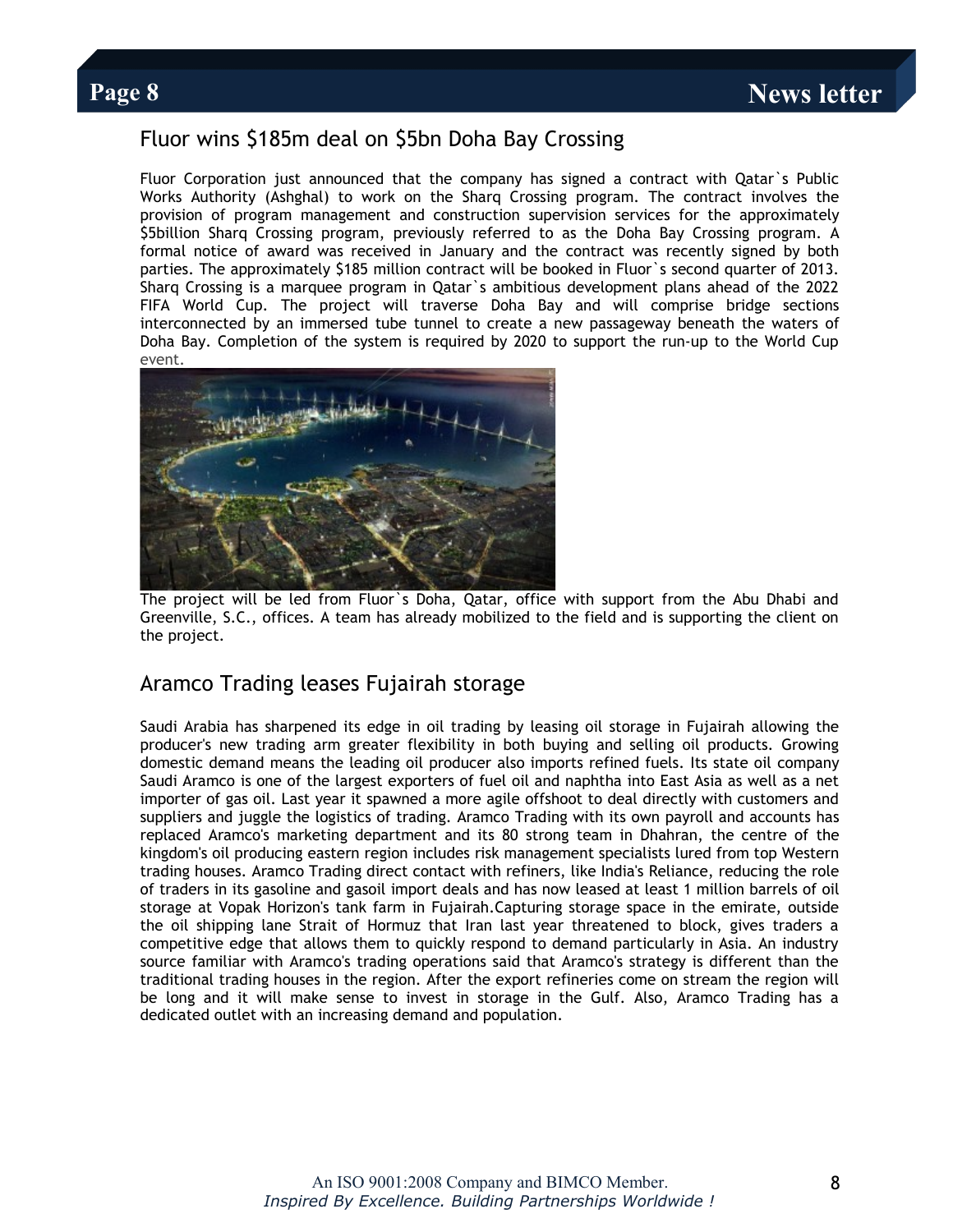## Fluor wins $185m deal on $5bn Doha Bay Crossing

Fluor Corporation just announced that the company has signed a contract with Qatar`s Public Works Authority (Ashghal) to work on the Sharq Crossing program. The contract involves the provision of program management and construction supervision services for the approximately $5billion Sharq Crossing program, previously referred to as the Doha Bay Crossing program. A formal notice of award was received in January and the contract was recently signed by both parties. The approximately $185 million contract will be booked in Fluor`s second quarter of 2013. Sharq Crossing is a marquee program in Qatar`s ambitious development plans ahead of the 2022 FIFA World Cup. The project will traverse Doha Bay and will comprise bridge sections interconnected by an immersed tube tunnel to create a new passageway beneath the waters of Doha Bay. Completion of the system is required by 2020 to support the run-up to the World Cup event.

The project will be led from Fluor`s Doha, Qatar, office with support from the Abu Dhabi and Greenville, S.C., offices. A team has already mobilized to the field and is supporting the client on the project.

## Aramco Trading leases Fujairah storage

Saudi Arabia has sharpened its edge in oil trading by leasing oil storage in Fujairah allowing the producer's new trading arm greater flexibility in both buying and selling oil products. Growing domestic demand means the leading oil producer also imports refined fuels. Its state oil company Saudi Aramco is one of the largest exporters of fuel oil and naphtha into East Asia as well as a net importer of gas oil. Last year it spawned a more agile offshoot to deal directly with customers and suppliers and juggle the logistics of trading. Aramco Trading with its own payroll and accounts has replaced Aramco's marketing department and its 80 strong team in Dhahran, the centre of the kingdom's oil producing eastern region includes risk management specialists lured from top Western trading houses. Aramco Trading direct contact with refiners, like India's Reliance, reducing the role of traders in its gasoline and gasoil import deals and has now leased at least 1 million barrels of oil storage at Vopak Horizon's tank farm in Fujairah.Capturing storage space in the emirate, outside the oil shipping lane Strait of Hormuz that Iran last year threatened to block, gives traders a competitive edge that allows them to quickly respond to demand particularly in Asia. An industry source familiar with Aramco's trading operations said that Aramco's strategy is different than the traditional trading houses in the region. After the export refineries come on stream the region will be long and it will make sense to invest in storage in the Gulf. Also, Aramco Trading has a dedicated outlet with an increasing demand and population.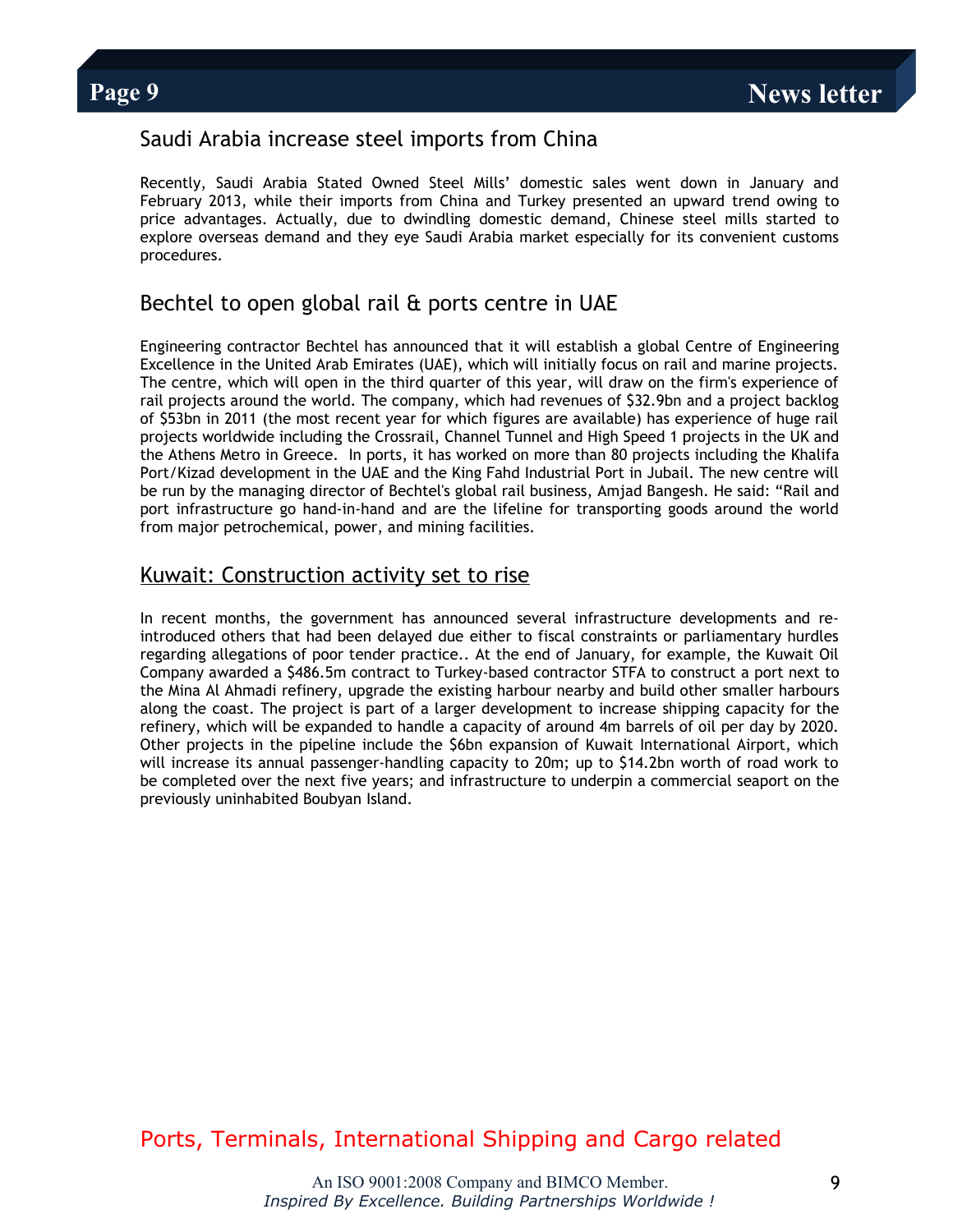## Saudi Arabia increase steel imports from China

Recently, Saudi Arabia Stated Owned Steel Mills' domestic sales went down in January and February 2013, while their imports from China and Turkey presented an upward trend owing to price advantages. Actually, due to dwindling domestic demand, Chinese steel mills started to explore overseas demand and they eye Saudi Arabia market especially for its convenient customs procedures.

## Bechtel to open global rail & ports centre in UAE

Engineering contractor Bechtel has announced that it will establish a global Centre of Engineering Excellence in the United Arab Emirates (UAE), which will initially focus on rail and marine projects. The centre, which will open in the third quarter of this year, will draw on the firm's experience of rail projects around the world. The company, which had revenues of $32.9bn and a project backlog of $53bn in 2011 (the most recent year for which figures are available) has experience of huge rail projects worldwide including the Crossrail, Channel Tunnel and High Speed 1 projects in the UK and the Athens Metro in Greece. In ports, it has worked on more than 80 projects including the Khalifa Port/Kizad development in the UAE and the King Fahd Industrial Port in Jubail. The new centre will be run by the managing director of Bechtel's global rail business, Amjad Bangesh. He said: "Rail and port infrastructure go hand-in-hand and are the lifeline for transporting goods around the world from major petrochemical, power, and mining facilities.

## Kuwait: Construction activity set to rise

In recent months, the government has announced several infrastructure developments and re-introduced others that had been delayed due either to fiscal constraints or parliamentary hurdles regarding allegations of poor tender practice.. At the end of January, for example, the Kuwait Oil Company awarded a $486.5m contract to Turkey-based contractor STFA to construct a port next to the Mina Al Ahmadi refinery, upgrade the existing harbour nearby and build other smaller harbours along the coast. The project is part of a larger development to increase shipping capacity for the refinery, which will be expanded to handle a capacity of around 4m barrels of oil per day by 2020. Other projects in the pipeline include the $6bn expansion of Kuwait International Airport, which will increase its annual passenger-handling capacity to 20m; up to $14.2bn worth of road work to be completed over the next five years; and infrastructure to underpin a commercial seaport on the previously uninhabited Boubyan Island.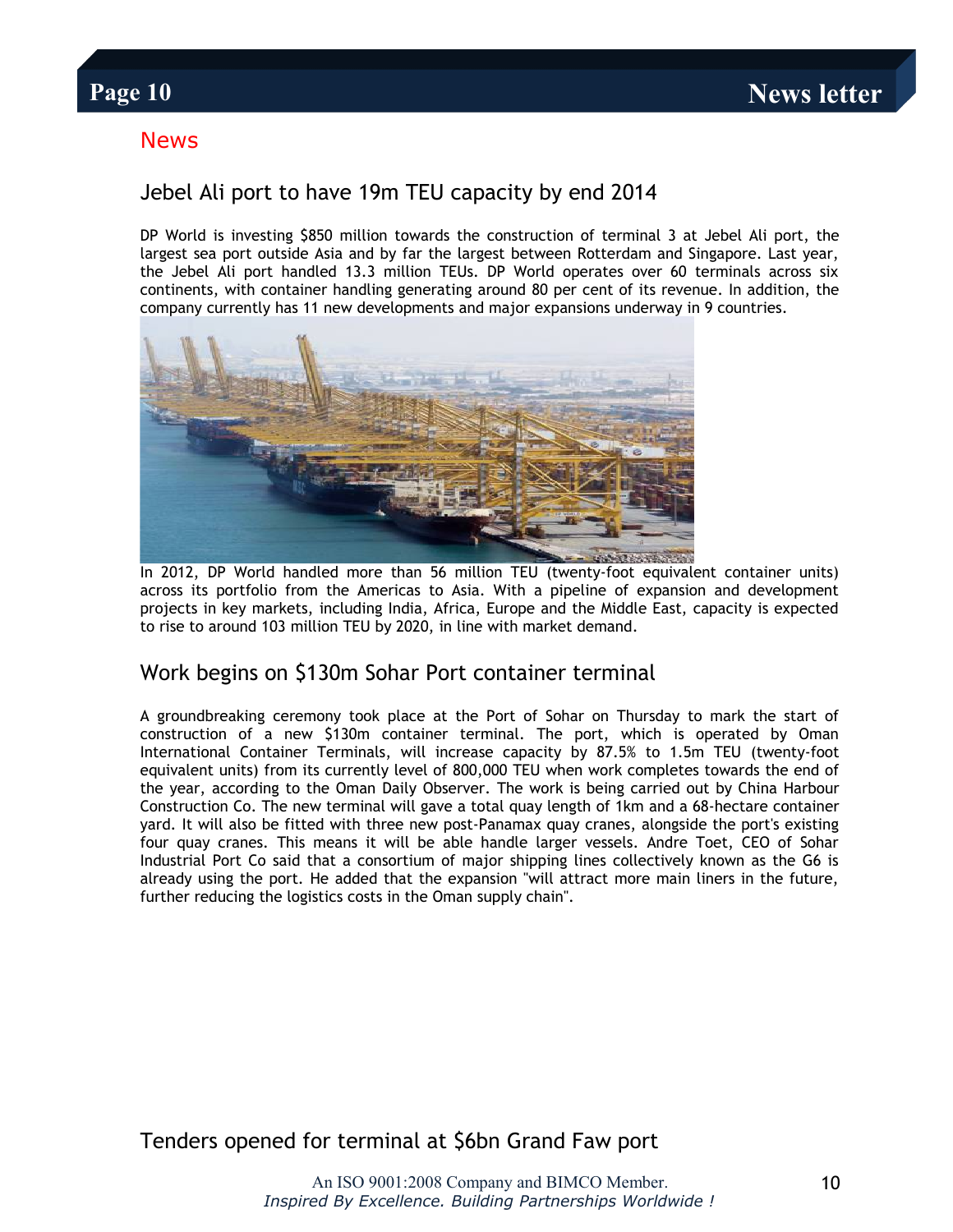## News

### Jebel Ali port to have 19m TEU capacity by end 2014

DP World is investing $850 million towards the construction of terminal 3 at Jebel Ali port, the largest sea port outside Asia and by far the largest between Rotterdam and Singapore. Last year, the Jebel Ali port handled 13.3 million TEUs. DP World operates over 60 terminals across six continents, with container handling generating around 80 per cent of its revenue. In addition, the company currently has 11 new developments and major expansions underway in 9 countries.

In 2012, DP World handled more than 56 million TEU (twenty-foot equivalent container units) across its portfolio from the Americas to Asia. With a pipeline of expansion and development projects in key markets, including India, Africa, Europe and the Middle East, capacity is expected to rise to around 103 million TEU by 2020, in line with market demand.

### Work begins on $130m Sohar Port container terminal

A groundbreaking ceremony took place at the Port of Sohar on Thursday to mark the start of construction of a new $130m container terminal. The port, which is operated by Oman International Container Terminals, will increase capacity by 87.5% to 1.5m TEU (twenty-foot equivalent units) from its currently level of 800,000 TEU when work completes towards the end of the year, according to the Oman Daily Observer. The work is being carried out by China Harbour Construction Co. The new terminal will gave a total quay length of 1km and a 68-hectare container yard. It will also be fitted with three new post-Panamax quay cranes, alongside the port's existing four quay cranes. This means it will be able handle larger vessels. Andre Toet, CEO of Sohar Industrial Port Co said that a consortium of major shipping lines collectively known as the G6 is already using the port. He added that the expansion "will attract more main liners in the future, further reducing the logistics costs in the Oman supply chain".

### Tenders opened for terminal at $6bn Grand Faw port

An ISO 9001:2008 Company and BIMCO Member.
*Inspired By Excellence. Building Partnerships Worldwide !*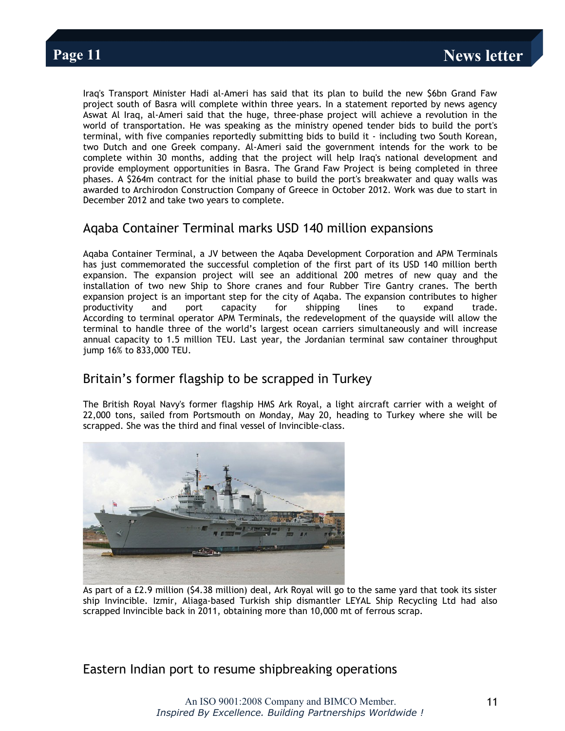Iraq's Transport Minister Hadi al-Ameri has said that its plan to build the new $6bn Grand Faw project south of Basra will complete within three years. In a statement reported by news agency Aswat Al Iraq, al-Ameri said that the huge, three-phase project will achieve a revolution in the world of transportation. He was speaking as the ministry opened tender bids to build the port's terminal, with five companies reportedly submitting bids to build it - including two South Korean, two Dutch and one Greek company. Al-Ameri said the government intends for the work to be complete within 30 months, adding that the project will help Iraq's national development and provide employment opportunities in Basra. The Grand Faw Project is being completed in three phases. A $264m contract for the initial phase to build the port's breakwater and quay walls was awarded to Archirodon Construction Company of Greece in October 2012. Work was due to start in December 2012 and take two years to complete.

## Aqaba Container Terminal marks USD 140 million expansions

Aqaba Container Terminal, a JV between the Aqaba Development Corporation and APM Terminals has just commemorated the successful completion of the first part of its USD 140 million berth expansion. The expansion project will see an additional 200 metres of new quay and the installation of two new Ship to Shore cranes and four Rubber Tire Gantry cranes. The berth expansion project is an important step for the city of Aqaba. The expansion contributes to higher productivity and port capacity for shipping lines to expand trade. According to terminal operator APM Terminals, the redevelopment of the quayside will allow the terminal to handle three of the world's largest ocean carriers simultaneously and will increase annual capacity to 1.5 million TEU. Last year, the Jordanian terminal saw container throughput jump 16% to 833,000 TEU.

## Britain's former flagship to be scrapped in Turkey

The British Royal Navy's former flagship HMS Ark Royal, a light aircraft carrier with a weight of 22,000 tons, sailed from Portsmouth on Monday, May 20, heading to Turkey where she will be scrapped. She was the third and final vessel of Invincible-class.

As part of a £2.9 million ($4.38 million) deal, Ark Royal will go to the same yard that took its sister ship Invincible. Izmir, Aliaga-based Turkish ship dismantler LEYAL Ship Recycling Ltd had also scrapped Invincible back in 2011, obtaining more than 10,000 mt of ferrous scrap.

## Eastern Indian port to resume shipbreaking operations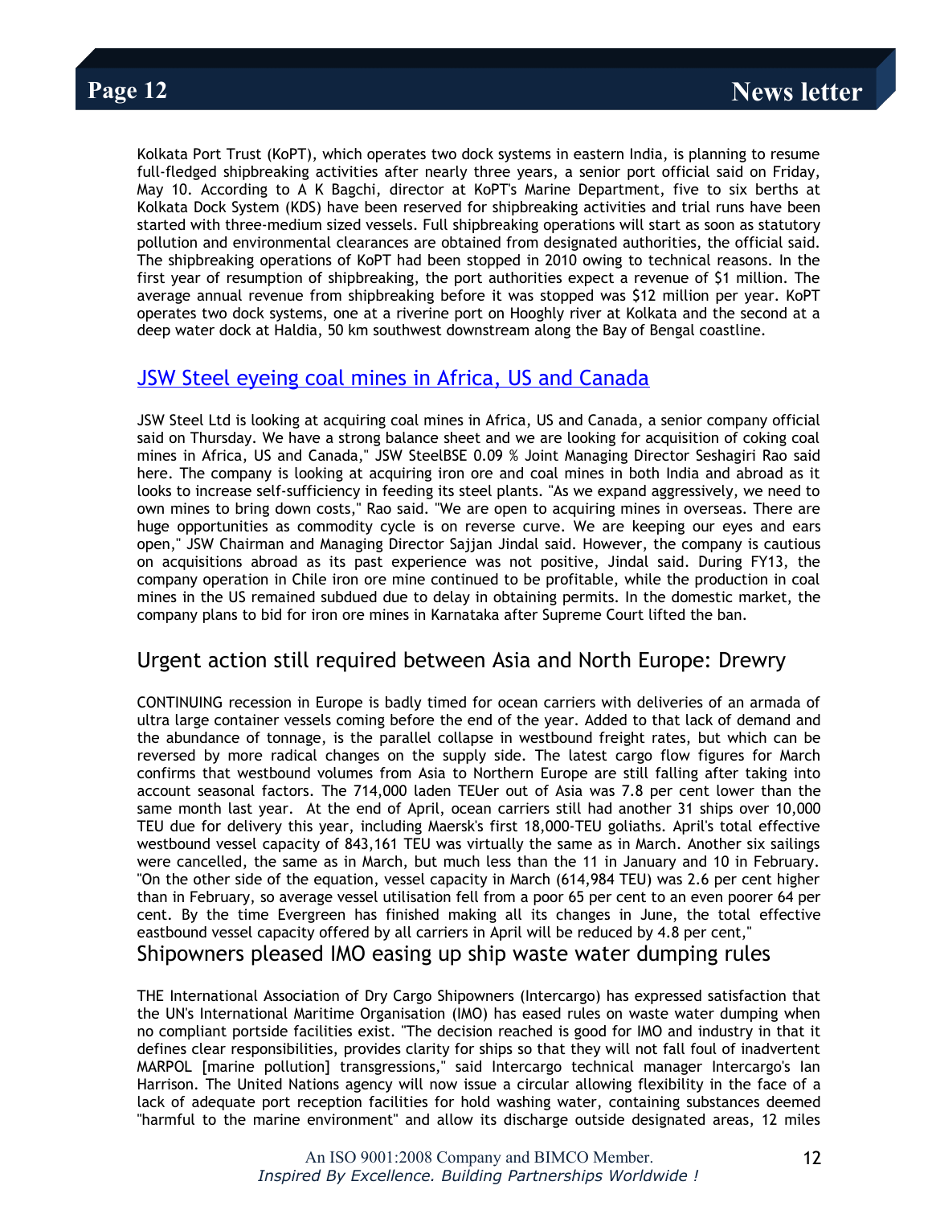Kolkata Port Trust (KoPT), which operates two dock systems in eastern India, is planning to resume full-fledged shipbreaking activities after nearly three years, a senior port official said on Friday, May 10. According to A K Bagchi, director at KoPT's Marine Department, five to six berths at Kolkata Dock System (KDS) have been reserved for shipbreaking activities and trial runs have been started with three-medium sized vessels. Full shipbreaking operations will start as soon as statutory pollution and environmental clearances are obtained from designated authorities, the official said. The shipbreaking operations of KoPT had been stopped in 2010 owing to technical reasons. In the first year of resumption of shipbreaking, the port authorities expect a revenue of $1 million. The average annual revenue from shipbreaking before it was stopped was $12 million per year. KoPT operates two dock systems, one at a riverine port on Hooghly river at Kolkata and the second at a deep water dock at Haldia, 50 km southwest downstream along the Bay of Bengal coastline.

## JSW Steel eyeing coal mines in Africa, US and Canada

JSW Steel Ltd is looking at acquiring coal mines in Africa, US and Canada, a senior company official said on Thursday. We have a strong balance sheet and we are looking for acquisition of coking coal mines in Africa, US and Canada," JSW SteelBSE 0.09 % Joint Managing Director Seshagiri Rao said here. The company is looking at acquiring iron ore and coal mines in both India and abroad as it looks to increase self-sufficiency in feeding its steel plants. "As we expand aggressively, we need to own mines to bring down costs," Rao said. "We are open to acquiring mines in overseas. There are huge opportunities as commodity cycle is on reverse curve. We are keeping our eyes and ears open," JSW Chairman and Managing Director Sajjan Jindal said. However, the company is cautious on acquisitions abroad as its past experience was not positive, Jindal said. During FY13, the company operation in Chile iron ore mine continued to be profitable, while the production in coal mines in the US remained subdued due to delay in obtaining permits. In the domestic market, the company plans to bid for iron ore mines in Karnataka after Supreme Court lifted the ban.

## Urgent action still required between Asia and North Europe: Drewry

CONTINUING recession in Europe is badly timed for ocean carriers with deliveries of an armada of ultra large container vessels coming before the end of the year. Added to that lack of demand and the abundance of tonnage, is the parallel collapse in westbound freight rates, but which can be reversed by more radical changes on the supply side. The latest cargo flow figures for March confirms that westbound volumes from Asia to Northern Europe are still falling after taking into account seasonal factors. The 714,000 laden TEUer out of Asia was 7.8 per cent lower than the same month last year. At the end of April, ocean carriers still had another 31 ships over 10,000 TEU due for delivery this year, including Maersk's first 18,000-TEU goliaths. April's total effective westbound vessel capacity of 843,161 TEU was virtually the same as in March. Another six sailings were cancelled, the same as in March, but much less than the 11 in January and 10 in February. "On the other side of the equation, vessel capacity in March (614,984 TEU) was 2.6 per cent higher than in February, so average vessel utilisation fell from a poor 65 per cent to an even poorer 64 per cent. By the time Evergreen has finished making all its changes in June, the total effective eastbound vessel capacity offered by all carriers in April will be reduced by 4.8 per cent,"

## Shipowners pleased IMO easing up ship waste water dumping rules

THE International Association of Dry Cargo Shipowners (Intercargo) has expressed satisfaction that the UN's International Maritime Organisation (IMO) has eased rules on waste water dumping when no compliant portside facilities exist. "The decision reached is good for IMO and industry in that it defines clear responsibilities, provides clarity for ships so that they will not fall foul of inadvertent MARPOL [marine pollution] transgressions," said Intercargo technical manager Intercargo's Ian Harrison. The United Nations agency will now issue a circular allowing flexibility in the face of a lack of adequate port reception facilities for hold washing water, containing substances deemed "harmful to the marine environment" and allow its discharge outside designated areas, 12 miles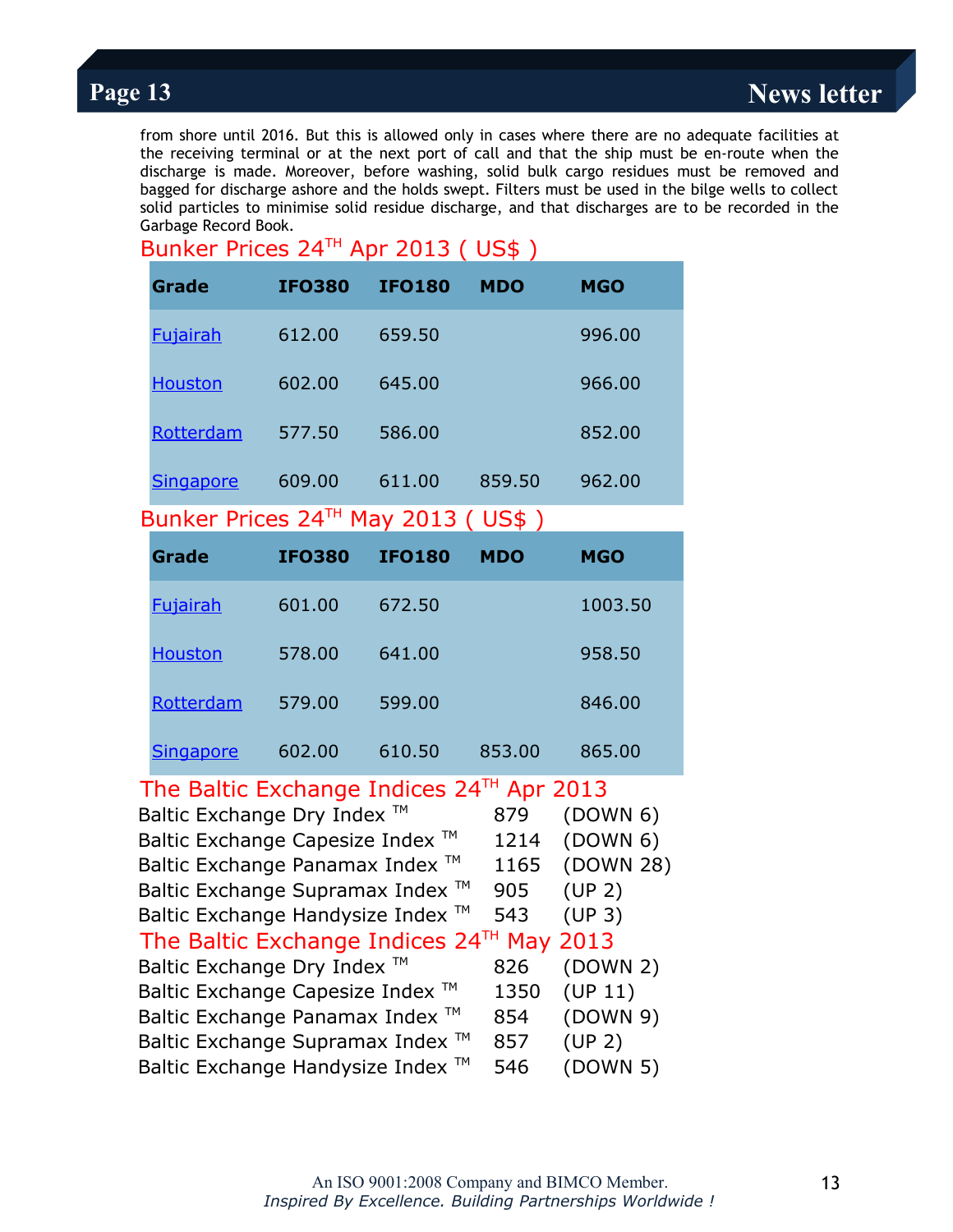from shore until 2016. But this is allowed only in cases where there are no adequate facilities at the receiving terminal or at the next port of call and that the ship must be en-route when the discharge is made. Moreover, before washing, solid bulk cargo residues must be removed and bagged for discharge ashore and the holds swept. Filters must be used in the bilge wells to collect solid particles to minimise solid residue discharge, and that discharges are to be recorded in the Garbage Record Book.

## Bunker Prices 24TH Apr 2013 ( US$ )

| Grade | IFO380 | IFO180 | MDO | MGO |
|---|---|---|---|---|
| Fujairah | 612.00 | 659.50 | | 996.00 |
| Houston | 602.00 | 645.00 | | 966.00 |
| Rotterdam | 577.50 | 586.00 | | 852.00 |
| Singapore | 609.00 | 611.00 | 859.50 | 962.00 |

## Bunker Prices 24TH May 2013 ( US$ )

| Grade | IFO380 | IFO180 | MDO | MGO |
|---|---|---|---|---|
| Fujairah | 601.00 | 672.50 | | 1003.50 |
| Houston | 578.00 | 641.00 | | 958.50 |
| Rotterdam | 579.00 | 599.00 | | 846.00 |
| Singapore | 602.00 | 610.50 | 853.00 | 865.00 |

## The Baltic Exchange Indices 24TH Apr 2013

| | | |
|---|---|---|
| Baltic Exchange Dry Index ™ | 879 | (DOWN 6) |
| Baltic Exchange Capesize Index ™ | 1214 | (DOWN 6) |
| Baltic Exchange Panamax Index ™ | 1165 | (DOWN 28) |
| Baltic Exchange Supramax Index ™ | 905 | (UP 2) |
| Baltic Exchange Handysize Index ™ | 543 | (UP 3) |

## The Baltic Exchange Indices 24TH May 2013

| | | |
|---|---|---|
| Baltic Exchange Dry Index ™ | 826 | (DOWN 2) |
| Baltic Exchange Capesize Index ™ | 1350 | (UP 11) |
| Baltic Exchange Panamax Index ™ | 854 | (DOWN 9) |
| Baltic Exchange Supramax Index ™ | 857 | (UP 2) |
| Baltic Exchange Handysize Index ™ | 546 | (DOWN 5) |

An ISO 9001:2008 Company and BIMCO Member.

*Inspired By Excellence. Building Partnerships Worldwide !*